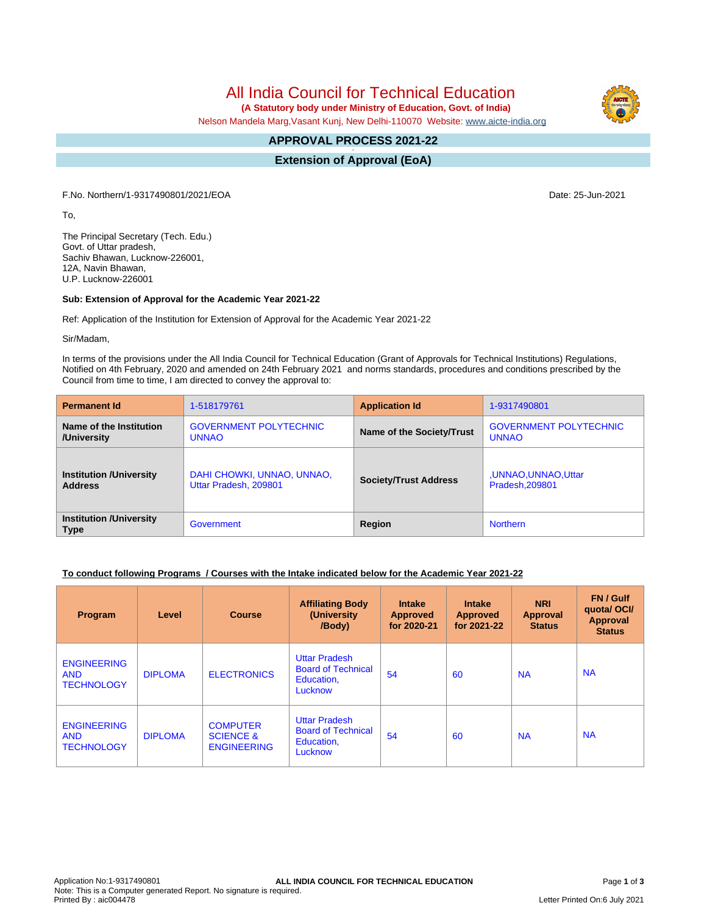# All India Council for Technical Education

**(A Statutory body under Ministry of Education, Govt. of India)**

Nelson Mandela Marg,Vasant Kunj, New Delhi-110070 Website: www.aicte-india.org

## APPROVAL PROCESS 2021-22

## Extension of Approval (EoA)

F.No. Northern/1-9317490801/2021/EOA

Date: 25-Jun-2021

To,

The Principal Secretary (Tech. Edu.)
Govt. of Uttar pradesh,
Sachiv Bhawan, Lucknow-226001,
12A, Navin Bhawan,
U.P. Lucknow-226001

**Sub: Extension of Approval for the Academic Year 2021-22**

Ref: Application of the Institution for Extension of Approval for the Academic Year 2021-22

Sir/Madam,

In terms of the provisions under the All India Council for Technical Education (Grant of Approvals for Technical Institutions) Regulations, Notified on 4th February, 2020 and amended on 24th February 2021 and norms standards, procedures and conditions prescribed by the Council from time to time, I am directed to convey the approval to:

| **Permanent Id** | 1-518179761 | **Application Id** | 1-9317490801 |
|---|---|---|---|
| **Name of the Institution /University** | GOVERNMENT POLYTECHNIC UNNAO | **Name of the Society/Trust** | GOVERNMENT POLYTECHNIC UNNAO |
| **Institution /University Address** | DAHI CHOWKI, UNNAO, UNNAO, Uttar Pradesh, 209801 | **Society/Trust Address** | ,UNNAO,UNNAO,Uttar Pradesh,209801 |
| **Institution /University Type** | Government | **Region** | Northern |

**To conduct following Programs / Courses with the Intake indicated below for the Academic Year 2021-22**

| Program | Level | Course | Affiliating Body (University /Body) | Intake Approved for 2020-21 | Intake Approved for 2021-22 | NRI Approval Status | FN / Gulf quota/ OCI/ Approval Status |
|---|---|---|---|---|---|---|---|
| ENGINEERING AND TECHNOLOGY | DIPLOMA | ELECTRONICS | Uttar Pradesh Board of Technical Education, Lucknow | 54 | 60 | NA | NA |
| ENGINEERING AND TECHNOLOGY | DIPLOMA | COMPUTER SCIENCE & ENGINEERING | Uttar Pradesh Board of Technical Education, Lucknow | 54 | 60 | NA | NA |

Application No:1-9317490801
Note: This is a Computer generated Report. No signature is required.
Printed By : aic004478

Letter Printed On:6 July 2021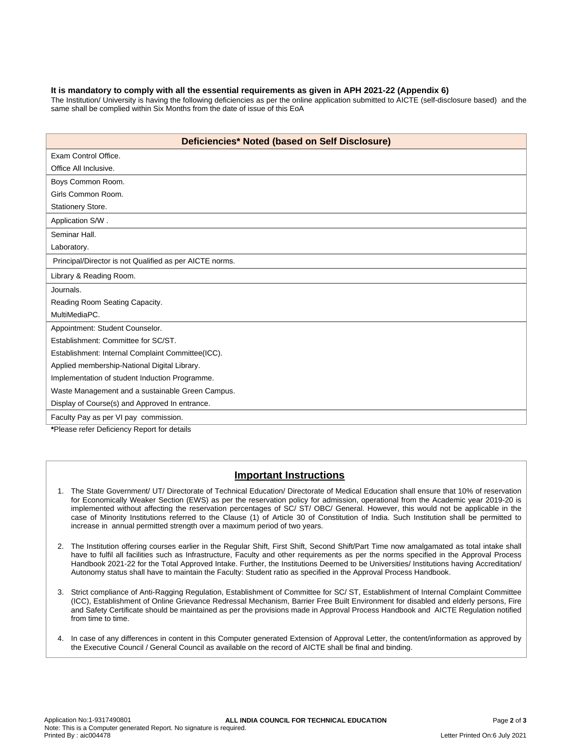**It is mandatory to comply with all the essential requirements as given in APH 2021-22 (Appendix 6)**

The Institution/ University is having the following deficiencies as per the online application submitted to AICTE (self-disclosure based) and the same shall be complied within Six Months from the date of issue of this EoA

| Deficiencies* Noted (based on Self Disclosure) |
| --- |
| Exam Control Office. |
| Office All Inclusive. |
| Boys Common Room. |
| Girls Common Room. |
| Stationery Store. |
| Application S/W . |
| Seminar Hall. |
| Laboratory. |
| Principal/Director is not Qualified as per AICTE norms. |
| Library & Reading Room. |
| Journals. |
| Reading Room Seating Capacity. |
| MultiMediaPC. |
| Appointment: Student Counselor. |
| Establishment: Committee for SC/ST. |
| Establishment: Internal Complaint Committee(ICC). |
| Applied membership-National Digital Library. |
| Implementation of student Induction Programme. |
| Waste Management and a sustainable Green Campus. |
| Display of Course(s) and Approved In entrance. |
| Faculty Pay as per VI pay commission. |

**\***Please refer Deficiency Report for details

## Important Instructions

1. The State Government/ UT/ Directorate of Technical Education/ Directorate of Medical Education shall ensure that 10% of reservation for Economically Weaker Section (EWS) as per the reservation policy for admission, operational from the Academic year 2019-20 is implemented without affecting the reservation percentages of SC/ ST/ OBC/ General. However, this would not be applicable in the case of Minority Institutions referred to the Clause (1) of Article 30 of Constitution of India. Such Institution shall be permitted to increase in annual permitted strength over a maximum period of two years.

2. The Institution offering courses earlier in the Regular Shift, First Shift, Second Shift/Part Time now amalgamated as total intake shall have to fulfil all facilities such as Infrastructure, Faculty and other requirements as per the norms specified in the Approval Process Handbook 2021-22 for the Total Approved Intake. Further, the Institutions Deemed to be Universities/ Institutions having Accreditation/ Autonomy status shall have to maintain the Faculty: Student ratio as specified in the Approval Process Handbook.

3. Strict compliance of Anti-Ragging Regulation, Establishment of Committee for SC/ ST, Establishment of Internal Complaint Committee (ICC), Establishment of Online Grievance Redressal Mechanism, Barrier Free Built Environment for disabled and elderly persons, Fire and Safety Certificate should be maintained as per the provisions made in Approval Process Handbook and AICTE Regulation notified from time to time.

4. In case of any differences in content in this Computer generated Extension of Approval Letter, the content/information as approved by the Executive Council / General Council as available on the record of AICTE shall be final and binding.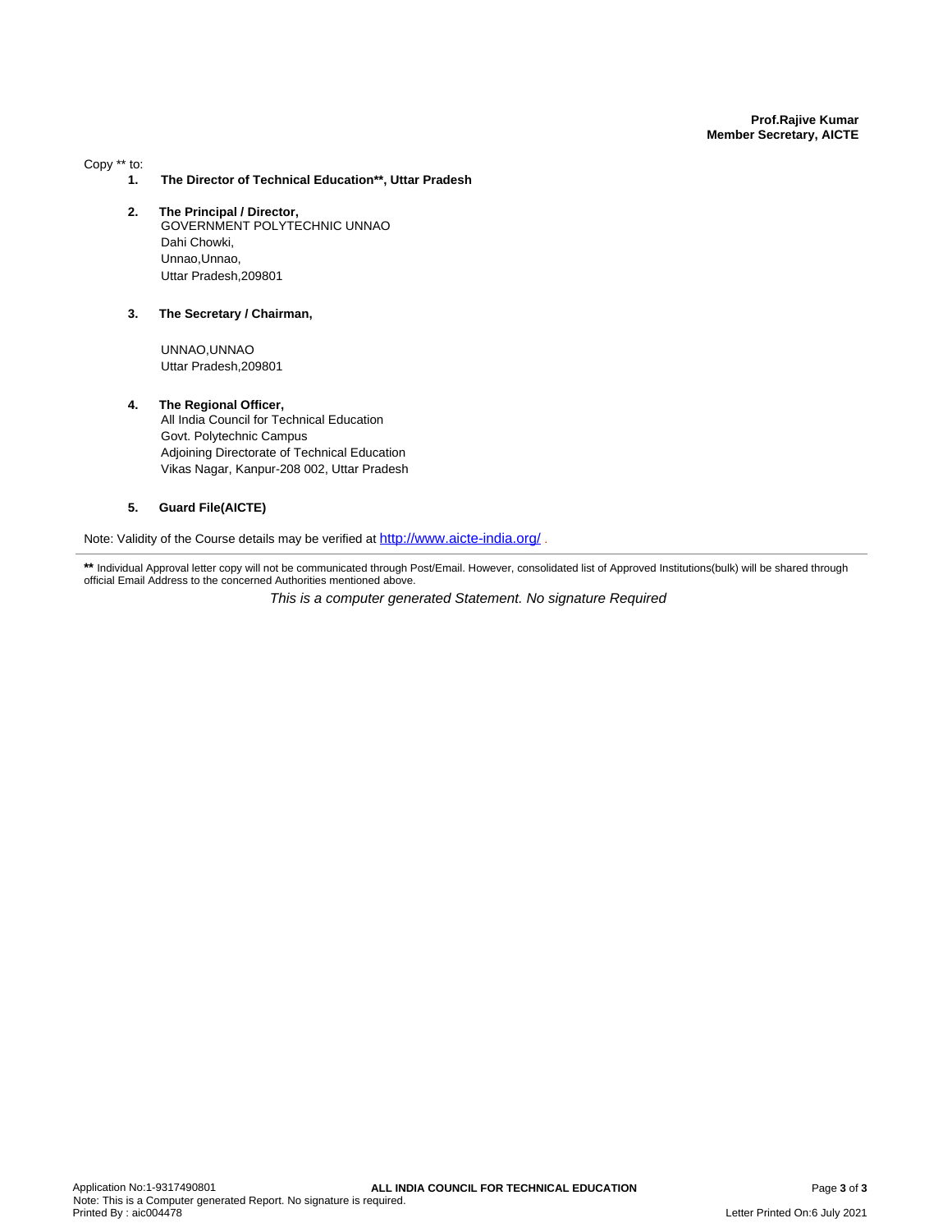**Prof.Rajive Kumar**
**Member Secretary, AICTE**

Copy ** to:

1. **The Director of Technical Education**, Uttar Pradesh**

2. **The Principal / Director,**
   GOVERNMENT POLYTECHNIC UNNAO
   Dahi Chowki,
   Unnao,Unnao,
   Uttar Pradesh,209801

3. **The Secretary / Chairman,**

   UNNAO,UNNAO
   Uttar Pradesh,209801

4. **The Regional Officer,**
   All India Council for Technical Education
   Govt. Polytechnic Campus
   Adjoining Directorate of Technical Education
   Vikas Nagar, Kanpur-208 002, Uttar Pradesh

5. **Guard File(AICTE)**

Note: Validity of the Course details may be verified at http://www.aicte-india.org/ .

---

**** Individual Approval letter copy will not be communicated through Post/Email. However, consolidated list of Approved Institutions(bulk) will be shared through official Email Address to the concerned Authorities mentioned above.

*This is a computer generated Statement. No signature Required*

Application No:1-9317490801

**ALL INDIA COUNCIL FOR TECHNICAL EDUCATION**

Note: This is a Computer generated Report. No signature is required.

Printed By : aic004478

Letter Printed On:6 July 2021